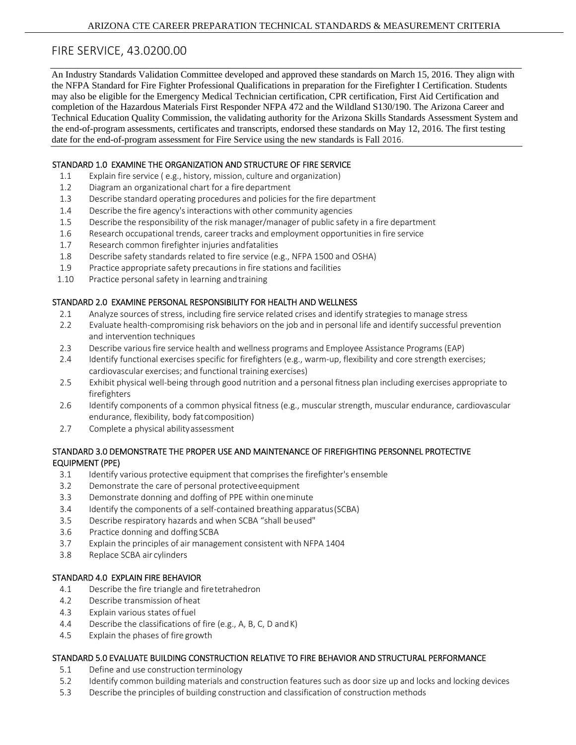# FIRE SERVICE, 43.0200.00

An Industry Standards Validation Committee developed and approved these standards on March 15, 2016. They align with the NFPA Standard for Fire Fighter Professional Qualifications in preparation for the Firefighter I Certification. Students may also be eligible for the Emergency Medical Technician certification, CPR certification, First Aid Certification and completion of the Hazardous Materials First Responder NFPA 472 and the Wildland S130/190. The Arizona Career and Technical Education Quality Commission, the validating authority for the Arizona Skills Standards Assessment System and the end-of-program assessments, certificates and transcripts, endorsed these standards on May 12, 2016. The first testing date for the end-of-program assessment for Fire Service using the new standards is Fall 2016.

## STANDARD 1.0 EXAMINE THE ORGANIZATION AND STRUCTURE OF FIRE SERVICE

- 1.1 Explain fire service ( e.g., history, mission, culture and organization)
- 1.2 Diagram an organizational chart for a fire department
- 1.3 Describe standard operating procedures and policies for the fire department
- 1.4 Describe the fire agency's interactions with other community agencies
- 1.5 Describe the responsibility of the risk manager/manager of public safety in a fire department
- 1.6 Research occupational trends, career tracks and employment opportunities in fire service
- 1.7 Research common firefighter injuries and fatalities
- 1.8 Describe safety standards related to fire service (e.g., NFPA 1500 and OSHA)
- 1.9 Practice appropriate safety precautions in fire stations and facilities
- 1.10 Practice personal safety in learning and training

## STANDARD 2.0 EXAMINE PERSONAL RESPONSIBILITY FOR HEALTH AND WELLNESS

- 2.1 Analyze sources of stress, including fire service related crises and identify strategies to manage stress
- 2.2 Evaluate health-compromising risk behaviors on the job and in personal life and identify successful prevention and intervention techniques
- 2.3 Describe various fire service health and wellness programs and Employee Assistance Programs (EAP)
- 2.4 Identify functional exercises specific for firefighters (e.g., warm-up, flexibility and core strength exercises; cardiovascular exercises; and functional training exercises)
- 2.5 Exhibit physical well-being through good nutrition and a personal fitness plan including exercises appropriate to firefighters
- 2.6 Identify components of a common physical fitness (e.g., muscular strength, muscular endurance, cardiovascular endurance, flexibility, body fat composition)
- 2.7 Complete a physical ability assessment

## STANDARD 3.0 DEMONSTRATE THE PROPER USE AND MAINTENANCE OF FIREFIGHTING PERSONNEL PROTECTIVE EQUIPMENT (PPE)

- 3.1 Identify various protective equipment that comprises the firefighter's ensemble
- 3.2 Demonstrate the care of personal protective equipment
- 3.3 Demonstrate donning and doffing of PPE within one minute
- 3.4 Identify the components of a self-contained breathing apparatus (SCBA)
- 3.5 Describe respiratory hazards and when SCBA "shall be used"
- 3.6 Practice donning and doffing SCBA
- 3.7 Explain the principles of air management consistent with NFPA 1404
- 3.8 Replace SCBA air cylinders

## STANDARD 4.0 EXPLAIN FIRE BEHAVIOR

- 4.1 Describe the fire triangle and fire tetrahedron
- 4.2 Describe transmission of heat
- 4.3 Explain various states of fuel
- 4.4 Describe the classifications of fire (e.g., A, B, C, D and K)
- 4.5 Explain the phases of fire growth

## STANDARD 5.0 EVALUATE BUILDING CONSTRUCTION RELATIVE TO FIRE BEHAVIOR AND STRUCTURAL PERFORMANCE

- 5.1 Define and use construction terminology
- 5.2 Identify common building materials and construction features such as door size up and locks and locking devices
- 5.3 Describe the principles of building construction and classification of construction methods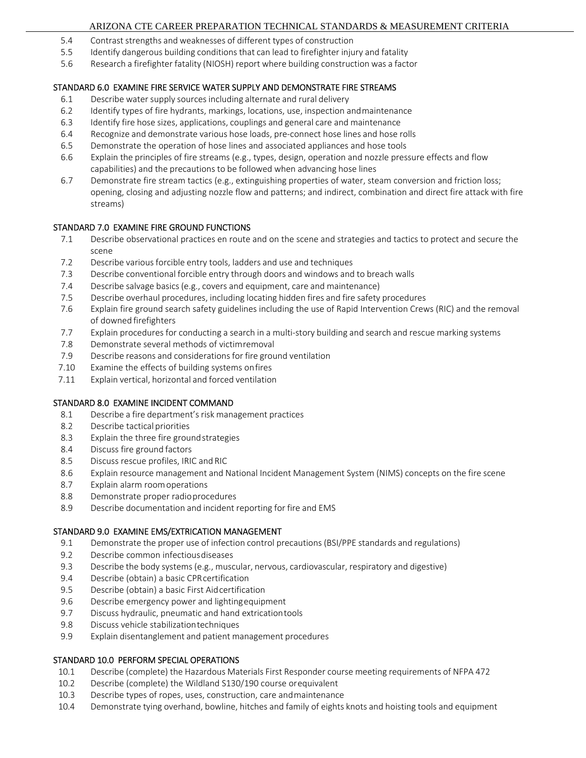- 5.4 Contrast strengths and weaknesses of different types of construction
- 5.5 Identify dangerous building conditions that can lead to firefighter injury and fatality
- 5.6 Research a firefighter fatality (NIOSH) report where building construction was a factor

## STANDARD 6.0 EXAMINE FIRE SERVICE WATER SUPPLY AND DEMONSTRATE FIRE STREAMS

- 6.1 Describe water supply sources including alternate and rural delivery
- 6.2 Identify types of fire hydrants, markings, locations, use, inspection and maintenance
- 6.3 Identify fire hose sizes, applications, couplings and general care and maintenance
- 6.4 Recognize and demonstrate various hose loads, pre-connect hose lines and hose rolls
- 6.5 Demonstrate the operation of hose lines and associated appliances and hose tools
- 6.6 Explain the principles of fire streams (e.g., types, design, operation and nozzle pressure effects and flow capabilities) and the precautions to be followed when advancing hose lines
- 6.7 Demonstrate fire stream tactics (e.g., extinguishing properties of water, steam conversion and friction loss; opening, closing and adjusting nozzle flow and patterns; and indirect, combination and direct fire attack with fire streams)

## STANDARD 7.0 EXAMINE FIRE GROUND FUNCTIONS

- 7.1 Describe observational practices en route and on the scene and strategies and tactics to protect and secure the scene
- 7.2 Describe various forcible entry tools, ladders and use and techniques
- 7.3 Describe conventional forcible entry through doors and windows and to breach walls
- 7.4 Describe salvage basics (e.g., covers and equipment, care and maintenance)
- 7.5 Describe overhaul procedures, including locating hidden fires and fire safety procedures
- 7.6 Explain fire ground search safety guidelines including the use of Rapid Intervention Crews (RIC) and the removal of downed firefighters
- 7.7 Explain procedures for conducting a search in a multi-story building and search and rescue marking systems
- 7.8 Demonstrate several methods of victim removal
- 7.9 Describe reasons and considerations for fire ground ventilation
- 7.10 Examine the effects of building systems on fires
- 7.11 Explain vertical, horizontal and forced ventilation

## STANDARD 8.0 EXAMINE INCIDENT COMMAND

- 8.1 Describe a fire department's risk management practices
- 8.2 Describe tactical priorities
- 8.3 Explain the three fire ground strategies
- 8.4 Discuss fire ground factors
- 8.5 Discuss rescue profiles, IRIC and RIC
- 8.6 Explain resource management and National Incident Management System (NIMS) concepts on the fire scene
- 8.7 Explain alarm room operations
- 8.8 Demonstrate proper radio procedures
- 8.9 Describe documentation and incident reporting for fire and EMS

## STANDARD 9.0 EXAMINE EMS/EXTRICATION MANAGEMENT

- 9.1 Demonstrate the proper use of infection control precautions (BSI/PPE standards and regulations)
- 9.2 Describe common infectious diseases
- 9.3 Describe the body systems (e.g., muscular, nervous, cardiovascular, respiratory and digestive)
- 9.4 Describe (obtain) a basic CPR certification
- 9.5 Describe (obtain) a basic First Aid certification
- 9.6 Describe emergency power and lighting equipment
- 9.7 Discuss hydraulic, pneumatic and hand extrication tools
- 9.8 Discuss vehicle stabilization techniques
- 9.9 Explain disentanglement and patient management procedures

## STANDARD 10.0 PERFORM SPECIAL OPERATIONS

- 10.1 Describe (complete) the Hazardous Materials First Responder course meeting requirements of NFPA 472
- 10.2 Describe (complete) the Wildland S130/190 course or equivalent
- 10.3 Describe types of ropes, uses, construction, care and maintenance
- 10.4 Demonstrate tying overhand, bowline, hitches and family of eights knots and hoisting tools and equipment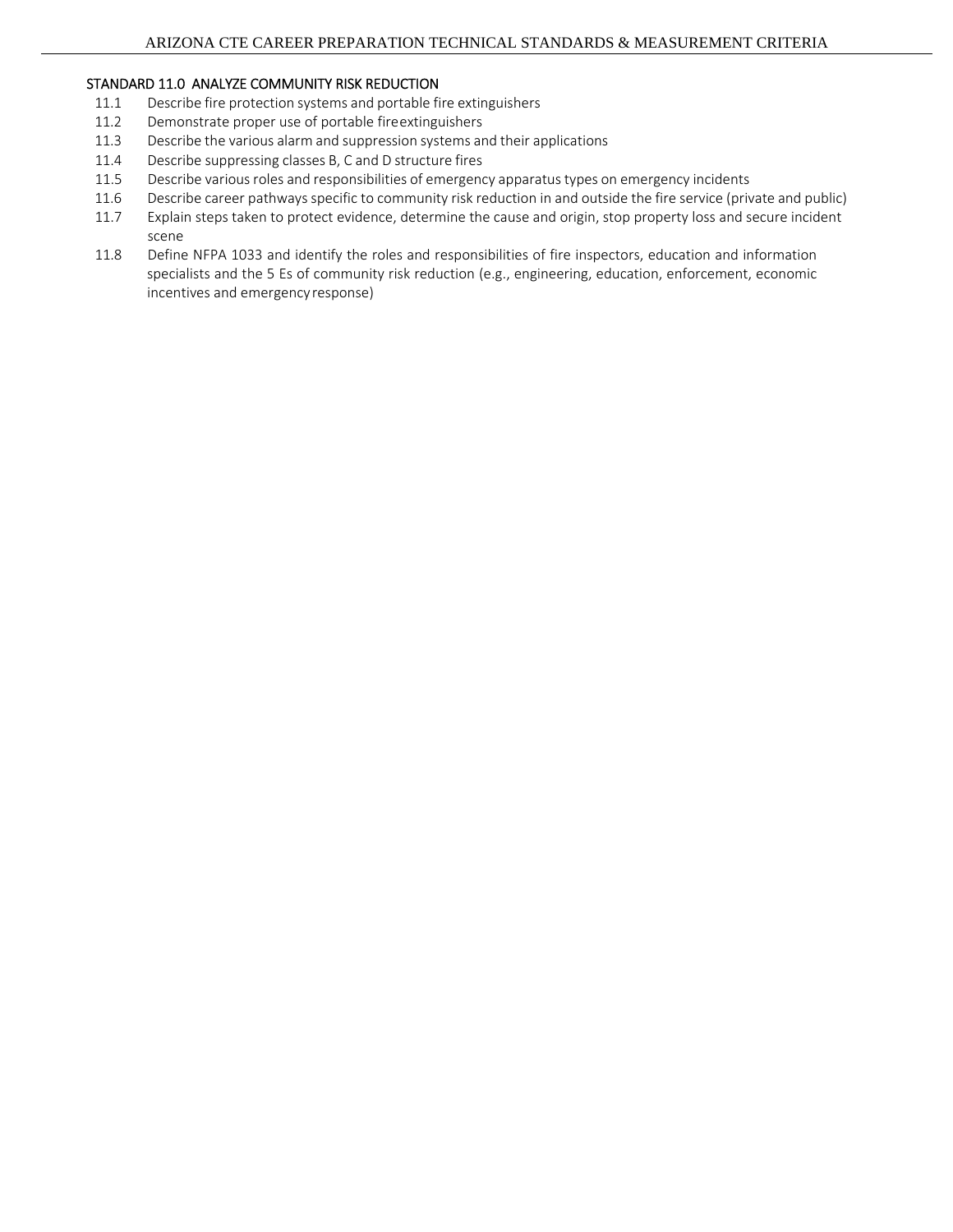## STANDARD 11.0 ANALYZE COMMUNITY RISK REDUCTION

11.1 Describe fire protection systems and portable fire extinguishers

11.2 Demonstrate proper use of portable fire extinguishers

11.3 Describe the various alarm and suppression systems and their applications

11.4 Describe suppressing classes B, C and D structure fires

11.5 Describe various roles and responsibilities of emergency apparatus types on emergency incidents

11.6 Describe career pathways specific to community risk reduction in and outside the fire service (private and public)

11.7 Explain steps taken to protect evidence, determine the cause and origin, stop property loss and secure incident scene

11.8 Define NFPA 1033 and identify the roles and responsibilities of fire inspectors, education and information specialists and the 5 Es of community risk reduction (e.g., engineering, education, enforcement, economic incentives and emergency response)